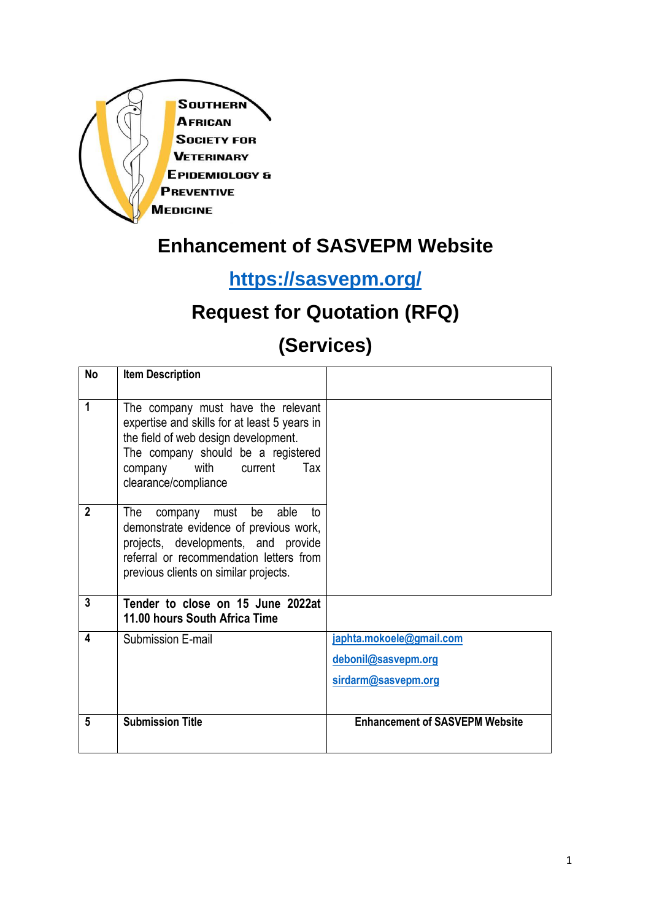Southern African Society for Veterinary Epidemiology & Preventive Medicine

# Enhancement of SASVEPM Website

## https://sasvepm.org/

## Request for Quotation (RFQ)

## (Services)

| No | Item Description | |
|---|---|---|
| 1 | The company must have the relevant expertise and skills for at least 5 years in the field of web design development. The company should be a registered company with current Tax clearance/compliance | |
| 2 | The company must be able to demonstrate evidence of previous work, projects, developments, and provide referral or recommendation letters from previous clients on similar projects. | |
| 3 | **Tender to close on 15 June 2022at 11.00 hours South Africa Time** | |
| 4 | Submission E-mail | japhta.mokoele@gmail.com<br>debonil@sasvepm.org<br>sirdarm@sasvepm.org |
| 5 | **Submission Title** | **Enhancement of SASVEPM Website** |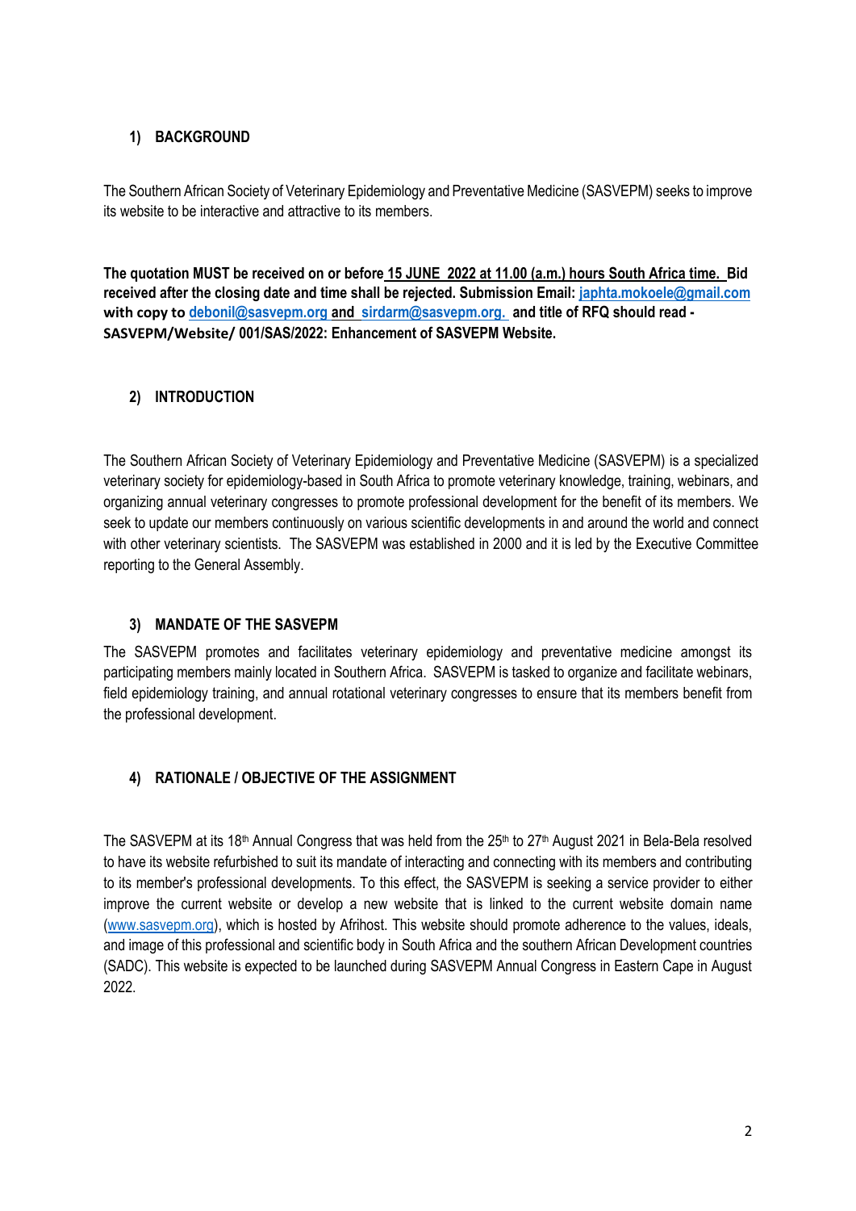## 1) BACKGROUND

The Southern African Society of Veterinary Epidemiology and Preventative Medicine (SASVEPM) seeks to improve its website to be interactive and attractive to its members.

**The quotation MUST be received on or before 15 JUNE 2022 at 11.00 (a.m.) hours South Africa time. Bid received after the closing date and time shall be rejected. Submission Email: japhta.mokoele@gmail.com with copy to debonil@sasvepm.org and sirdarm@sasvepm.org. and title of RFQ should read - SASVEPM/Website/ 001/SAS/2022: Enhancement of SASVEPM Website.**

## 2) INTRODUCTION

The Southern African Society of Veterinary Epidemiology and Preventative Medicine (SASVEPM) is a specialized veterinary society for epidemiology-based in South Africa to promote veterinary knowledge, training, webinars, and organizing annual veterinary congresses to promote professional development for the benefit of its members. We seek to update our members continuously on various scientific developments in and around the world and connect with other veterinary scientists. The SASVEPM was established in 2000 and it is led by the Executive Committee reporting to the General Assembly.

## 3) MANDATE OF THE SASVEPM

The SASVEPM promotes and facilitates veterinary epidemiology and preventative medicine amongst its participating members mainly located in Southern Africa. SASVEPM is tasked to organize and facilitate webinars, field epidemiology training, and annual rotational veterinary congresses to ensure that its members benefit from the professional development.

## 4) RATIONALE / OBJECTIVE OF THE ASSIGNMENT

The SASVEPM at its 18th Annual Congress that was held from the 25th to 27th August 2021 in Bela-Bela resolved to have its website refurbished to suit its mandate of interacting and connecting with its members and contributing to its member's professional developments. To this effect, the SASVEPM is seeking a service provider to either improve the current website or develop a new website that is linked to the current website domain name (www.sasvepm.org), which is hosted by Afrihost. This website should promote adherence to the values, ideals, and image of this professional and scientific body in South Africa and the southern African Development countries (SADC). This website is expected to be launched during SASVEPM Annual Congress in Eastern Cape in August 2022.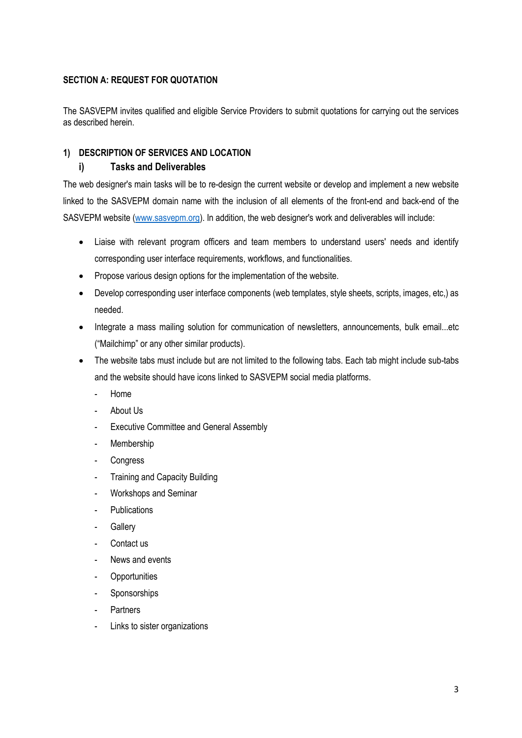**SECTION A: REQUEST FOR QUOTATION**

The SASVEPM invites qualified and eligible Service Providers to submit quotations for carrying out the services as described herein.

## 1) DESCRIPTION OF SERVICES AND LOCATION

### i) Tasks and Deliverables

The web designer's main tasks will be to re-design the current website or develop and implement a new website linked to the SASVEPM domain name with the inclusion of all elements of the front-end and back-end of the SASVEPM website ([www.sasvepm.org](http://www.sasvepm.org)). In addition, the web designer's work and deliverables will include:

- Liaise with relevant program officers and team members to understand users' needs and identify corresponding user interface requirements, workflows, and functionalities.
- Propose various design options for the implementation of the website.
- Develop corresponding user interface components (web templates, style sheets, scripts, images, etc,) as needed.
- Integrate a mass mailing solution for communication of newsletters, announcements, bulk email...etc ("Mailchimp" or any other similar products).
- The website tabs must include but are not limited to the following tabs. Each tab might include sub-tabs and the website should have icons linked to SASVEPM social media platforms.
  - Home
  - About Us
  - Executive Committee and General Assembly
  - Membership
  - Congress
  - Training and Capacity Building
  - Workshops and Seminar
  - Publications
  - Gallery
  - Contact us
  - News and events
  - Opportunities
  - Sponsorships
  - Partners
  - Links to sister organizations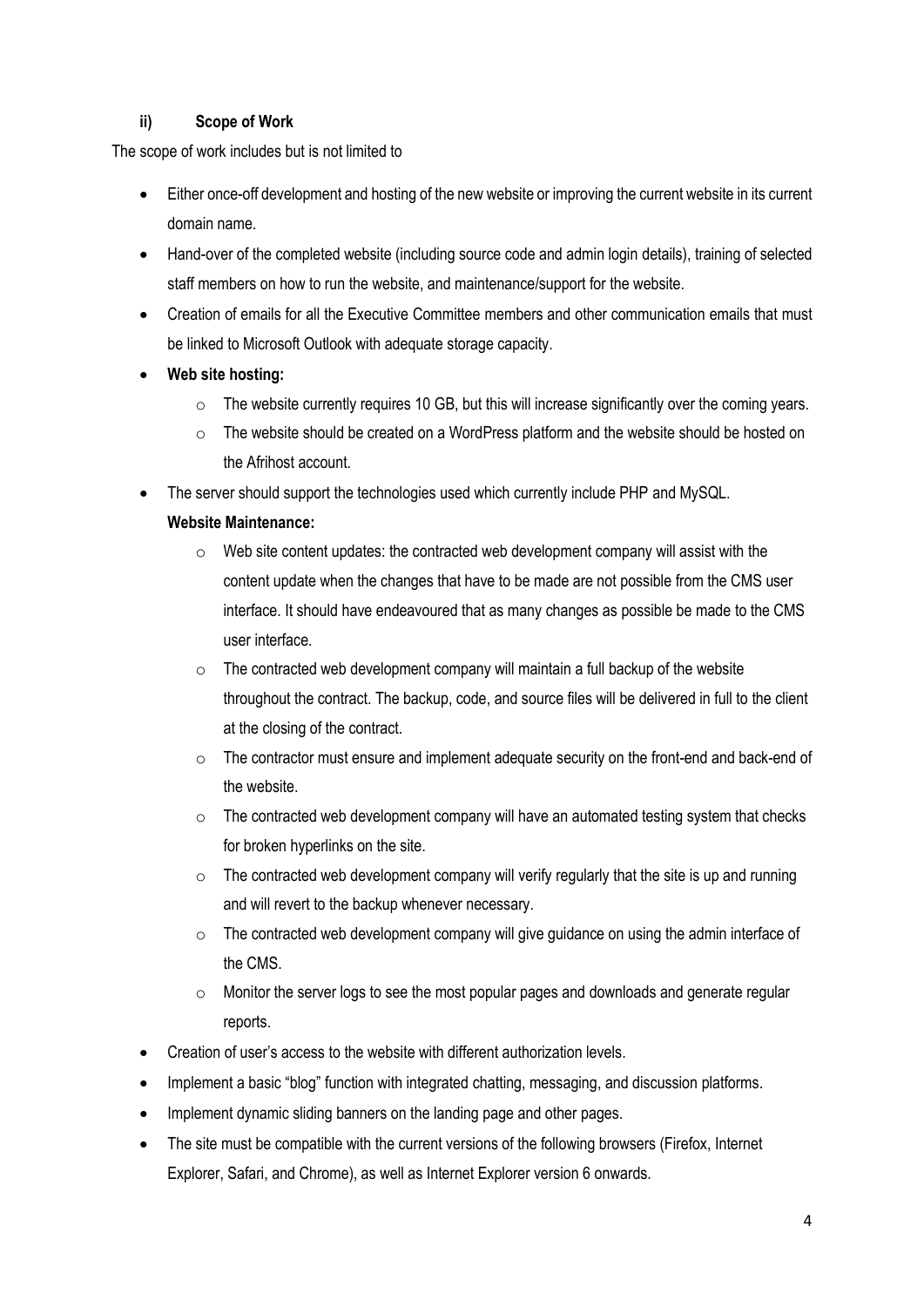### ii) Scope of Work

The scope of work includes but is not limited to

- Either once-off development and hosting of the new website or improving the current website in its current domain name.
- Hand-over of the completed website (including source code and admin login details), training of selected staff members on how to run the website, and maintenance/support for the website.
- Creation of emails for all the Executive Committee members and other communication emails that must be linked to Microsoft Outlook with adequate storage capacity.
- **Web site hosting:**
  - The website currently requires 10 GB, but this will increase significantly over the coming years.
  - The website should be created on a WordPress platform and the website should be hosted on the Afrihost account.
- The server should support the technologies used which currently include PHP and MySQL.

  **Website Maintenance:**
  - Web site content updates: the contracted web development company will assist with the content update when the changes that have to be made are not possible from the CMS user interface. It should have endeavoured that as many changes as possible be made to the CMS user interface.
  - The contracted web development company will maintain a full backup of the website throughout the contract. The backup, code, and source files will be delivered in full to the client at the closing of the contract.
  - The contractor must ensure and implement adequate security on the front-end and back-end of the website.
  - The contracted web development company will have an automated testing system that checks for broken hyperlinks on the site.
  - The contracted web development company will verify regularly that the site is up and running and will revert to the backup whenever necessary.
  - The contracted web development company will give guidance on using the admin interface of the CMS.
  - Monitor the server logs to see the most popular pages and downloads and generate regular reports.
- Creation of user's access to the website with different authorization levels.
- Implement a basic "blog" function with integrated chatting, messaging, and discussion platforms.
- Implement dynamic sliding banners on the landing page and other pages.
- The site must be compatible with the current versions of the following browsers (Firefox, Internet Explorer, Safari, and Chrome), as well as Internet Explorer version 6 onwards.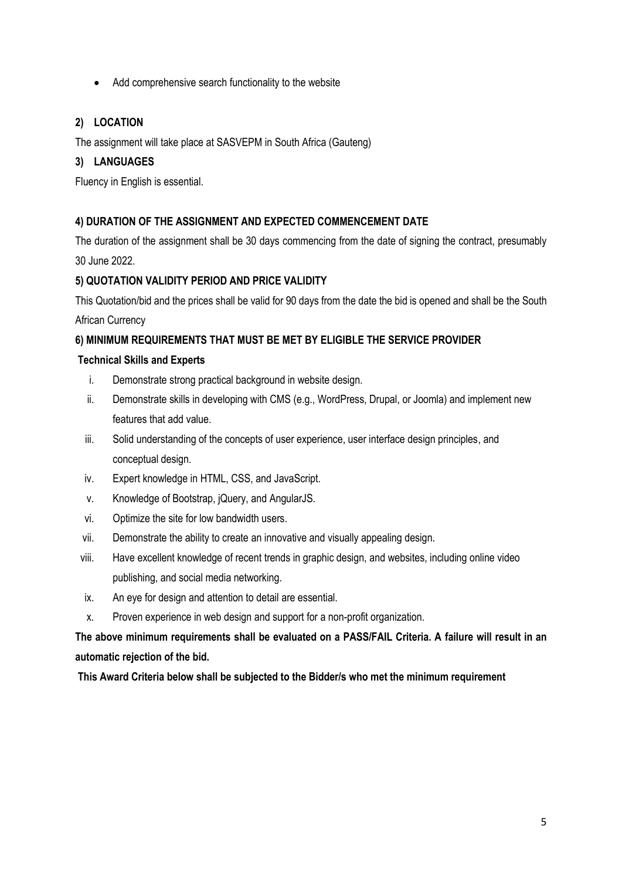- Add comprehensive search functionality to the website

## 2) LOCATION

The assignment will take place at SASVEPM in South Africa (Gauteng)

## 3) LANGUAGES

Fluency in English is essential.

## 4) DURATION OF THE ASSIGNMENT AND EXPECTED COMMENCEMENT DATE

The duration of the assignment shall be 30 days commencing from the date of signing the contract, presumably 30 June 2022.

## 5) QUOTATION VALIDITY PERIOD AND PRICE VALIDITY

This Quotation/bid and the prices shall be valid for 90 days from the date the bid is opened and shall be the South African Currency

## 6) MINIMUM REQUIREMENTS THAT MUST BE MET BY ELIGIBLE THE SERVICE PROVIDER

**Technical Skills and Experts**

i. Demonstrate strong practical background in website design.

ii. Demonstrate skills in developing with CMS (e.g., WordPress, Drupal, or Joomla) and implement new features that add value.

iii. Solid understanding of the concepts of user experience, user interface design principles, and conceptual design.

iv. Expert knowledge in HTML, CSS, and JavaScript.

v. Knowledge of Bootstrap, jQuery, and AngularJS.

vi. Optimize the site for low bandwidth users.

vii. Demonstrate the ability to create an innovative and visually appealing design.

viii. Have excellent knowledge of recent trends in graphic design, and websites, including online video publishing, and social media networking.

ix. An eye for design and attention to detail are essential.

x. Proven experience in web design and support for a non-profit organization.

**The above minimum requirements shall be evaluated on a PASS/FAIL Criteria. A failure will result in an automatic rejection of the bid.**

**This Award Criteria below shall be subjected to the Bidder/s who met the minimum requirement**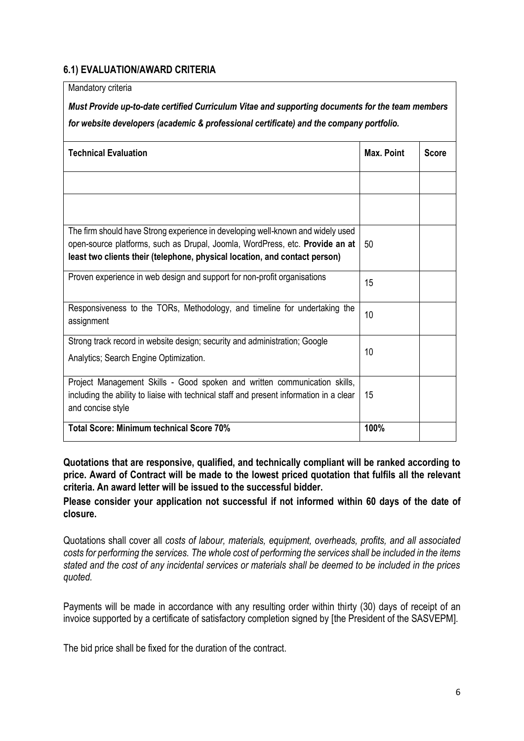### 6.1) EVALUATION/AWARD CRITERIA

Mandatory criteria

***Must Provide up-to-date certified Curriculum Vitae and supporting documents for the team members for website developers (academic & professional certificate) and the company portfolio.***

| **Technical Evaluation** | **Max. Point** | **Score** |
|---|---|---|
| | | |
| | | |
| The firm should have Strong experience in developing well-known and widely used open-source platforms, such as Drupal, Joomla, WordPress, etc. **Provide an at least two clients their (telephone, physical location, and contact person)** | 50 | |
| Proven experience in web design and support for non-profit organisations | 15 | |
| Responsiveness to the TORs, Methodology, and timeline for undertaking the assignment | 10 | |
| Strong track record in website design; security and administration; Google Analytics; Search Engine Optimization. | 10 | |
| Project Management Skills - Good spoken and written communication skills, including the ability to liaise with technical staff and present information in a clear and concise style | 15 | |
| **Total Score: Minimum technical Score 70%** | **100%** | |

**Quotations that are responsive, qualified, and technically compliant will be ranked according to price. Award of Contract will be made to the lowest priced quotation that fulfils all the relevant criteria. An award letter will be issued to the successful bidder.**

**Please consider your application not successful if not informed within 60 days of the date of closure.**

Quotations shall cover all *costs of labour, materials, equipment, overheads, profits, and all associated costs for performing the services. The whole cost of performing the services shall be included in the items stated and the cost of any incidental services or materials shall be deemed to be included in the prices quoted.*

Payments will be made in accordance with any resulting order within thirty (30) days of receipt of an invoice supported by a certificate of satisfactory completion signed by [the President of the SASVEPM].

The bid price shall be fixed for the duration of the contract.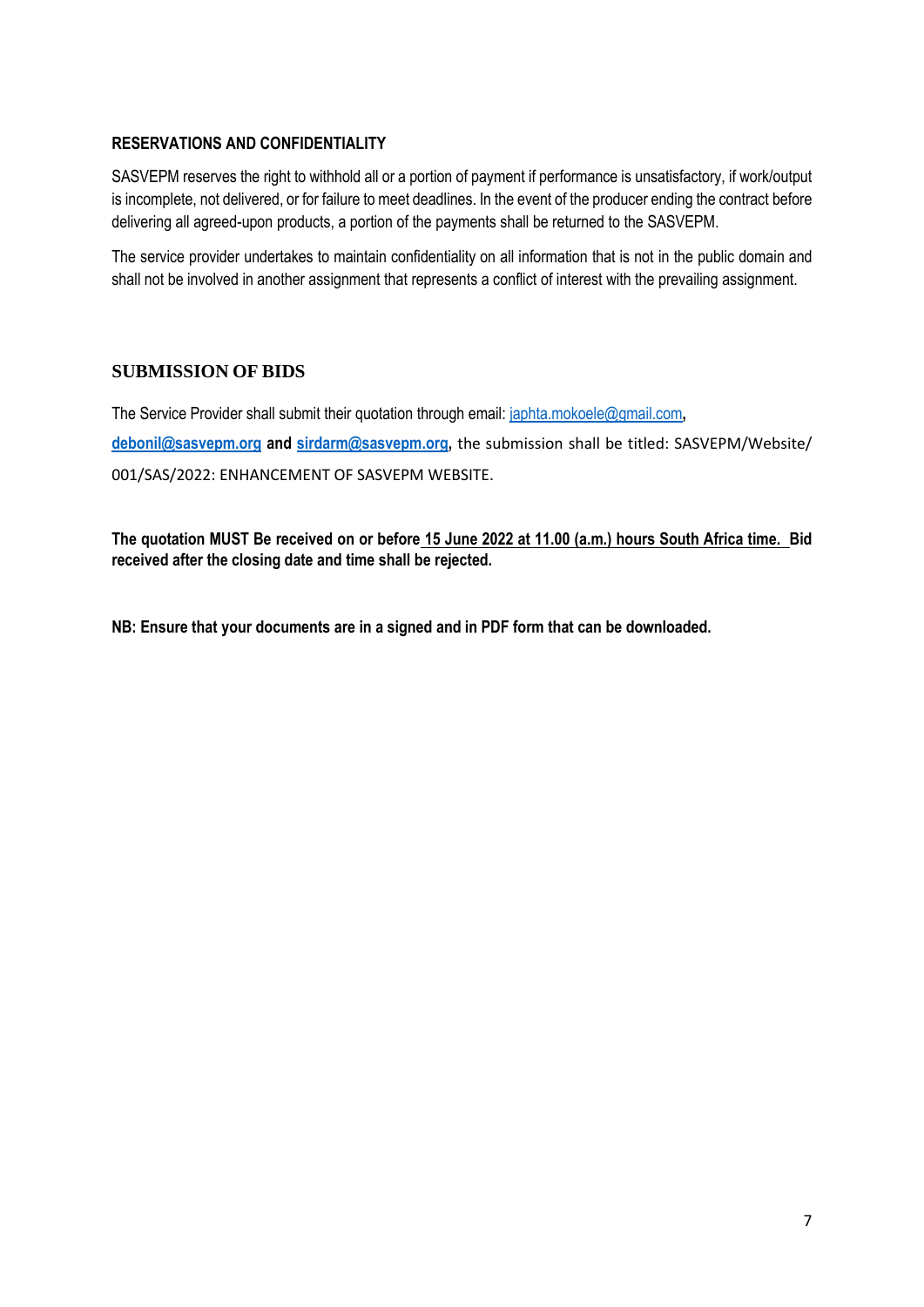### RESERVATIONS AND CONFIDENTIALITY

SASVEPM reserves the right to withhold all or a portion of payment if performance is unsatisfactory, if work/output is incomplete, not delivered, or for failure to meet deadlines. In the event of the producer ending the contract before delivering all agreed-upon products, a portion of the payments shall be returned to the SASVEPM.

The service provider undertakes to maintain confidentiality on all information that is not in the public domain and shall not be involved in another assignment that represents a conflict of interest with the prevailing assignment.

## SUBMISSION OF BIDS

The Service Provider shall submit their quotation through email: japhta.mokoele@gmail.com, **debonil@sasvepm.org and sirdarm@sasvepm.org**, the submission shall be titled: SASVEPM/Website/ 001/SAS/2022: ENHANCEMENT OF SASVEPM WEBSITE.

**The quotation MUST Be received on or before 15 June 2022 at 11.00 (a.m.) hours South Africa time. Bid received after the closing date and time shall be rejected.**

**NB: Ensure that your documents are in a signed and in PDF form that can be downloaded.**